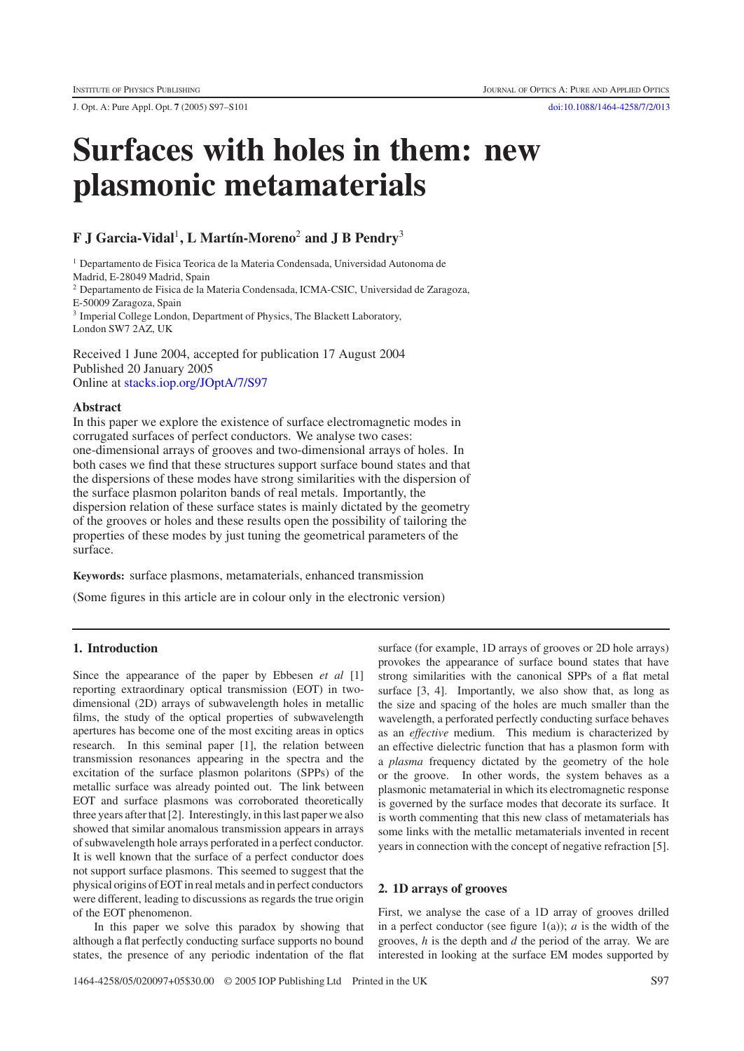# Surfaces with holes in them: new plasmonic metamaterials

**F J Garcia-Vidal[1], L Martín-Moreno[2] and J B Pendry[3]**

[1] Departamento de Fisica Teorica de la Materia Condensada, Universidad Autonoma de Madrid, E-28049 Madrid, Spain

[2] Departamento de Fisica de la Materia Condensada, ICMA-CSIC, Universidad de Zaragoza, E-50009 Zaragoza, Spain

[3] Imperial College London, Department of Physics, The Blackett Laboratory, London SW7 2AZ, UK

Received 1 June 2004, accepted for publication 17 August 2004
Published 20 January 2005
Online at stacks.iop.org/JOptA/7/S97

## Abstract

In this paper we explore the existence of surface electromagnetic modes in corrugated surfaces of perfect conductors. We analyse two cases: one-dimensional arrays of grooves and two-dimensional arrays of holes. In both cases we find that these structures support surface bound states and that the dispersions of these modes have strong similarities with the dispersion of the surface plasmon polariton bands of real metals. Importantly, the dispersion relation of these surface states is mainly dictated by the geometry of the grooves or holes and these results open the possibility of tailoring the properties of these modes by just tuning the geometrical parameters of the surface.

**Keywords:** surface plasmons, metamaterials, enhanced transmission

(Some figures in this article are in colour only in the electronic version)

## 1. Introduction

Since the appearance of the paper by Ebbesen *et al* [1] reporting extraordinary optical transmission (EOT) in two-dimensional (2D) arrays of subwavelength holes in metallic films, the study of the optical properties of subwavelength apertures has become one of the most exciting areas in optics research. In this seminal paper [1], the relation between transmission resonances appearing in the spectra and the excitation of the surface plasmon polaritons (SPPs) of the metallic surface was already pointed out. The link between EOT and surface plasmons was corroborated theoretically three years after that [2]. Interestingly, in this last paper we also showed that similar anomalous transmission appears in arrays of subwavelength hole arrays perforated in a perfect conductor. It is well known that the surface of a perfect conductor does not support surface plasmons. This seemed to suggest that the physical origins of EOT in real metals and in perfect conductors were different, leading to discussions as regards the true origin of the EOT phenomenon.

In this paper we solve this paradox by showing that although a flat perfectly conducting surface supports no bound states, the presence of any periodic indentation of the flat surface (for example, 1D arrays of grooves or 2D hole arrays) provokes the appearance of surface bound states that have strong similarities with the canonical SPPs of a flat metal surface [3, 4]. Importantly, we also show that, as long as the size and spacing of the holes are much smaller than the wavelength, a perforated perfectly conducting surface behaves as an *effective* medium. This medium is characterized by an effective dielectric function that has a plasmon form with a *plasma* frequency dictated by the geometry of the hole or the groove. In other words, the system behaves as a plasmonic metamaterial in which its electromagnetic response is governed by the surface modes that decorate its surface. It is worth commenting that this new class of metamaterials has some links with the metallic metamaterials invented in recent years in connection with the concept of negative refraction [5].

## 2. 1D arrays of grooves

First, we analyse the case of a 1D array of grooves drilled in a perfect conductor (see figure 1(a)); $a$ is the width of the grooves, $h$ is the depth and $d$ the period of the array. We are interested in looking at the surface EM modes supported by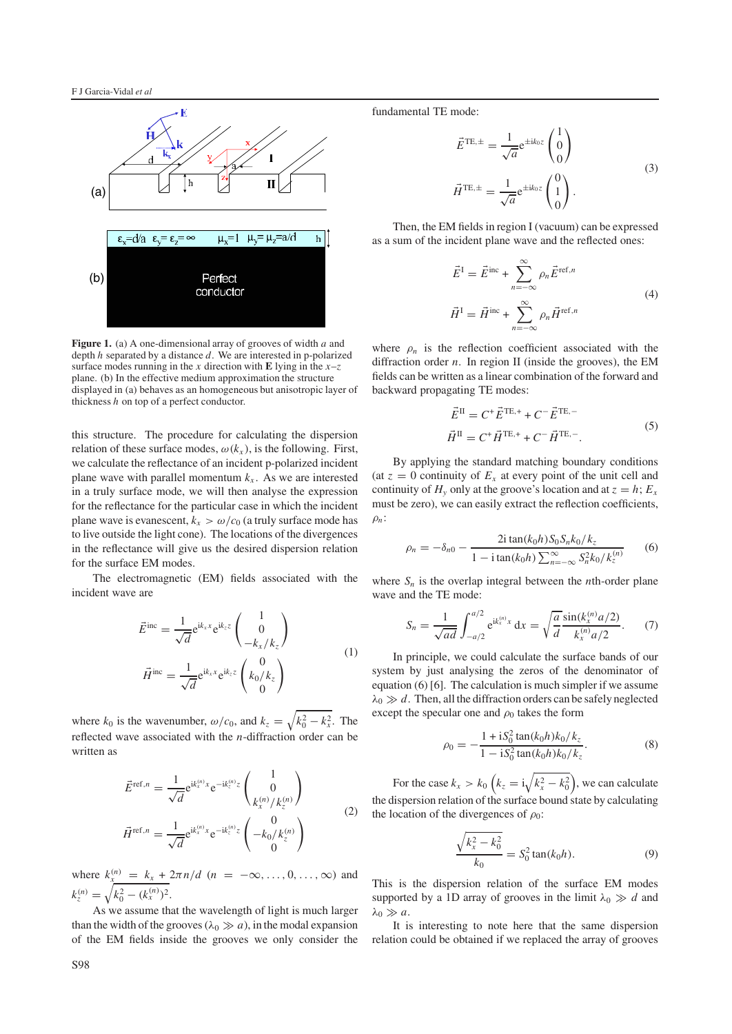**Figure 1.** (a) A one-dimensional array of grooves of width $a$ and depth $h$ separated by a distance $d$. We are interested in p-polarized surface modes running in the $x$ direction with $\mathbf{E}$ lying in the $x$–$z$ plane. (b) In the effective medium approximation the structure displayed in (a) behaves as an homogeneous but anisotropic layer of thickness $h$ on top of a perfect conductor.

this structure. The procedure for calculating the dispersion relation of these surface modes, $\omega(k_x)$, is the following. First, we calculate the reflectance of an incident p-polarized incident plane wave with parallel momentum $k_x$. As we are interested in a truly surface mode, we will then analyse the expression for the reflectance for the particular case in which the incident plane wave is evanescent, $k_x > \omega/c_0$ (a truly surface mode has to live outside the light cone). The locations of the divergences in the reflectance will give us the desired dispersion relation for the surface EM modes.

The electromagnetic (EM) fields associated with the incident wave are

$$
\vec{E}^{\text{inc}} = \frac{1}{\sqrt{d}} e^{ik_x x} e^{ik_z z} \begin{pmatrix} 1 \\ 0 \\ -k_x/k_z \end{pmatrix}
$$
$$
\vec{H}^{\text{inc}} = \frac{1}{\sqrt{d}} e^{ik_x x} e^{ik_z z} \begin{pmatrix} 0 \\ k_0/k_z \\ 0 \end{pmatrix} \tag{1}
$$

where $k_0$ is the wavenumber, $\omega/c_0$, and $k_z = \sqrt{k_0^2 - k_x^2}$. The reflected wave associated with the $n$-diffraction order can be written as

$$
\vec{E}^{\text{ref},n} = \frac{1}{\sqrt{d}} e^{ik_x^{(n)} x} e^{-ik_z^{(n)} z} \begin{pmatrix} 1 \\ 0 \\ k_x^{(n)}/k_z^{(n)} \end{pmatrix}
$$
$$
\vec{H}^{\text{ref},n} = \frac{1}{\sqrt{d}} e^{ik_x^{(n)} x} e^{-ik_z^{(n)} z} \begin{pmatrix} 0 \\ -k_0/k_z^{(n)} \\ 0 \end{pmatrix} \tag{2}
$$

where $k_x^{(n)} = k_x + 2\pi n/d$ $(n = -\infty, \ldots, 0, \ldots, \infty)$ and $k_z^{(n)} = \sqrt{k_0^2 - (k_x^{(n)})^2}$.

As we assume that the wavelength of light is much larger than the width of the grooves ($\lambda_0 \gg a$), in the modal expansion of the EM fields inside the grooves we only consider the fundamental TE mode:

$$
\vec{E}^{\text{TE},\pm} = \frac{1}{\sqrt{a}} e^{\pm ik_0 z} \begin{pmatrix} 1 \\ 0 \\ 0 \end{pmatrix}
$$
$$
\vec{H}^{\text{TE},\pm} = \frac{1}{\sqrt{a}} e^{\pm ik_0 z} \begin{pmatrix} 0 \\ 1 \\ 0 \end{pmatrix}. \tag{3}
$$

Then, the EM fields in region I (vacuum) can be expressed as a sum of the incident plane wave and the reflected ones:

$$
\vec{E}^{\text{I}} = \vec{E}^{\text{inc}} + \sum_{n=-\infty}^{\infty} \rho_n \vec{E}^{\text{ref},n}
$$
$$
\vec{H}^{\text{I}} = \vec{H}^{\text{inc}} + \sum_{n=-\infty}^{\infty} \rho_n \vec{H}^{\text{ref},n} \tag{4}
$$

where $\rho_n$ is the reflection coefficient associated with the diffraction order $n$. In region II (inside the grooves), the EM fields can be written as a linear combination of the forward and backward propagating TE modes:

$$
\vec{E}^{\text{II}} = C^+ \vec{E}^{\text{TE},+} + C^- \vec{E}^{\text{TE},-}
$$
$$
\vec{H}^{\text{II}} = C^+ \vec{H}^{\text{TE},+} + C^- \vec{H}^{\text{TE},-}. \tag{5}
$$

By applying the standard matching boundary conditions (at $z = 0$ continuity of $E_x$ at every point of the unit cell and continuity of $H_y$ only at the groove's location and at $z = h$; $E_x$ must be zero), we can easily extract the reflection coefficients, $\rho_n$:

$$
\rho_n = -\delta_{n0} - \frac{2i \tan(k_0 h) S_0 S_n k_0/k_z}{1 - i \tan(k_0 h) \sum_{n=-\infty}^{\infty} S_n^2 k_0/k_z^{(n)}} \tag{6}
$$

where $S_n$ is the overlap integral between the $n$th-order plane wave and the TE mode:

$$
S_n = \frac{1}{\sqrt{ad}} \int_{-a/2}^{a/2} e^{ik_x^{(n)} x}\, dx = \sqrt{\frac{a}{d}} \frac{\sin(k_x^{(n)} a/2)}{k_x^{(n)} a/2}. \tag{7}
$$

In principle, we could calculate the surface bands of our system by just analysing the zeros of the denominator of equation (6) [6]. The calculation is much simpler if we assume $\lambda_0 \gg d$. Then, all the diffraction orders can be safely neglected except the specular one and $\rho_0$ takes the form

$$
\rho_0 = -\frac{1 + iS_0^2 \tan(k_0 h) k_0/k_z}{1 - iS_0^2 \tan(k_0 h) k_0/k_z}. \tag{8}
$$

For the case $k_x > k_0$ $\left(k_z = i\sqrt{k_x^2 - k_0^2}\right)$, we can calculate the dispersion relation of the surface bound state by calculating the location of the divergences of $\rho_0$:

$$
\frac{\sqrt{k_x^2 - k_0^2}}{k_0} = S_0^2 \tan(k_0 h). \tag{9}
$$

This is the dispersion relation of the surface EM modes supported by a 1D array of grooves in the limit $\lambda_0 \gg d$ and $\lambda_0 \gg a$.

It is interesting to note here that the same dispersion relation could be obtained if we replaced the array of grooves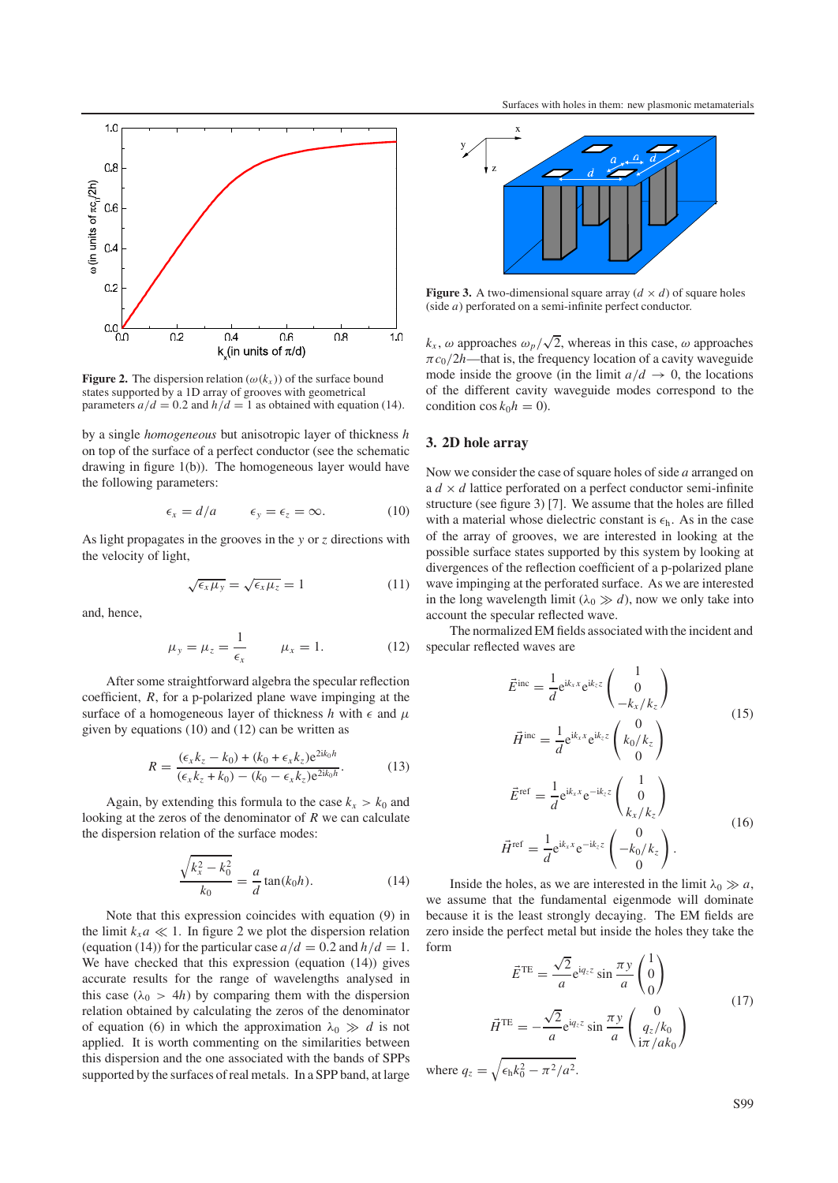**Figure 2.** The dispersion relation ($\omega(k_x)$) of the surface bound states supported by a 1D array of grooves with geometrical parameters $a/d = 0.2$ and $h/d = 1$ as obtained with equation (14).

by a single *homogeneous* but anisotropic layer of thickness $h$ on top of the surface of a perfect conductor (see the schematic drawing in figure 1(b)). The homogeneous layer would have the following parameters:

$$\epsilon_x = d/a \qquad \epsilon_y = \epsilon_z = \infty. \tag{10}$$

As light propagates in the grooves in the $y$ or $z$ directions with the velocity of light,

$$\sqrt{\epsilon_x \mu_y} = \sqrt{\epsilon_x \mu_z} = 1 \tag{11}$$

and, hence,

$$\mu_y = \mu_z = \frac{1}{\epsilon_x} \qquad \mu_x = 1. \tag{12}$$

After some straightforward algebra the specular reflection coefficient, $R$, for a p-polarized plane wave impinging at the surface of a homogeneous layer of thickness $h$ with $\epsilon$ and $\mu$ given by equations (10) and (12) can be written as

$$R = \frac{(\epsilon_x k_z - k_0) + (k_0 + \epsilon_x k_z)\mathrm{e}^{2\mathrm{i}k_0 h}}{(\epsilon_x k_z + k_0) - (k_0 - \epsilon_x k_z)\mathrm{e}^{2\mathrm{i}k_0 h}}. \tag{13}$$

Again, by extending this formula to the case $k_x > k_0$ and looking at the zeros of the denominator of $R$ we can calculate the dispersion relation of the surface modes:

$$\frac{\sqrt{k_x^2 - k_0^2}}{k_0} = \frac{a}{d}\tan(k_0 h). \tag{14}$$

Note that this expression coincides with equation (9) in the limit $k_x a \ll 1$. In figure 2 we plot the dispersion relation (equation (14)) for the particular case $a/d = 0.2$ and $h/d = 1$. We have checked that this expression (equation (14)) gives accurate results for the range of wavelengths analysed in this case ($\lambda_0 > 4h$) by comparing them with the dispersion relation obtained by calculating the zeros of the denominator of equation (6) in which the approximation $\lambda_0 \gg d$ is not applied. It is worth commenting on the similarities between this dispersion and the one associated with the bands of SPPs supported by the surfaces of real metals. In a SPP band, at large $k_x$, $\omega$ approaches $\omega_p/\sqrt{2}$, whereas in this case, $\omega$ approaches $\pi c_0/2h$—that is, the frequency location of a cavity waveguide mode inside the groove (in the limit $a/d \to 0$, the locations of the different cavity waveguide modes correspond to the condition $\cos k_0 h = 0$).

**Figure 3.** A two-dimensional square array ($d \times d$) of square holes (side $a$) perforated on a semi-infinite perfect conductor.

## 3. 2D hole array

Now we consider the case of square holes of side $a$ arranged on a $d \times d$ lattice perforated on a perfect conductor semi-infinite structure (see figure 3) [7]. We assume that the holes are filled with a material whose dielectric constant is $\epsilon_\mathrm{h}$. As in the case of the array of grooves, we are interested in looking at the possible surface states supported by this system by looking at divergences of the reflection coefficient of a p-polarized plane wave impinging at the perforated surface. As we are interested in the long wavelength limit ($\lambda_0 \gg d$), now we only take into account the specular reflected wave.

The normalized EM fields associated with the incident and specular reflected waves are

$$\vec{E}^{\mathrm{inc}} = \frac{1}{d}\mathrm{e}^{\mathrm{i}k_x x}\mathrm{e}^{\mathrm{i}k_z z}\begin{pmatrix} 1 \\ 0 \\ -k_x/k_z \end{pmatrix}$$
$$\vec{H}^{\mathrm{inc}} = \frac{1}{d}\mathrm{e}^{\mathrm{i}k_x x}\mathrm{e}^{\mathrm{i}k_z z}\begin{pmatrix} 0 \\ k_0/k_z \\ 0 \end{pmatrix} \tag{15}$$

$$\vec{E}^{\mathrm{ref}} = \frac{1}{d}\mathrm{e}^{\mathrm{i}k_x x}\mathrm{e}^{-\mathrm{i}k_z z}\begin{pmatrix} 1 \\ 0 \\ k_x/k_z \end{pmatrix}$$
$$\vec{H}^{\mathrm{ref}} = \frac{1}{d}\mathrm{e}^{\mathrm{i}k_x x}\mathrm{e}^{-\mathrm{i}k_z z}\begin{pmatrix} 0 \\ -k_0/k_z \\ 0 \end{pmatrix}. \tag{16}$$

Inside the holes, as we are interested in the limit $\lambda_0 \gg a$, we assume that the fundamental eigenmode will dominate because it is the least strongly decaying. The EM fields are zero inside the perfect metal but inside the holes they take the form

$$\vec{E}^{\mathrm{TE}} = \frac{\sqrt{2}}{a}\mathrm{e}^{\mathrm{i}q_z z}\sin\frac{\pi y}{a}\begin{pmatrix} 1 \\ 0 \\ 0 \end{pmatrix}$$
$$\vec{H}^{\mathrm{TE}} = -\frac{\sqrt{2}}{a}\mathrm{e}^{\mathrm{i}q_z z}\sin\frac{\pi y}{a}\begin{pmatrix} 0 \\ q_z/k_0 \\ \mathrm{i}\pi/ak_0 \end{pmatrix} \tag{17}$$

where $q_z = \sqrt{\epsilon_\mathrm{h} k_0^2 - \pi^2/a^2}$.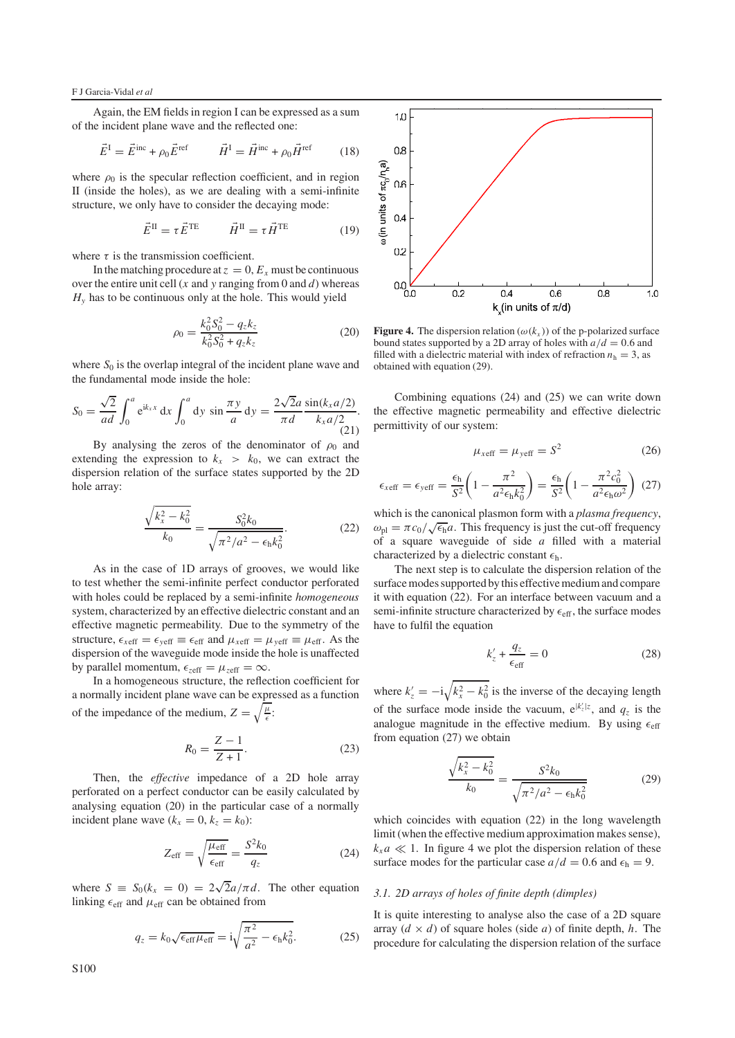Again, the EM fields in region I can be expressed as a sum of the incident plane wave and the reflected one:

$$\vec{E}^{\rm I} = \vec{E}^{\rm inc} + \rho_0 \vec{E}^{\rm ref} \qquad \vec{H}^{\rm I} = \vec{H}^{\rm inc} + \rho_0 \vec{H}^{\rm ref} \tag{18}$$

where $\rho_0$ is the specular reflection coefficient, and in region II (inside the holes), as we are dealing with a semi-infinite structure, we only have to consider the decaying mode:

$$\vec{E}^{\rm II} = \tau \vec{E}^{\rm TE} \qquad \vec{H}^{\rm II} = \tau \vec{H}^{\rm TE} \tag{19}$$

where $\tau$ is the transmission coefficient.

In the matching procedure at $z = 0$, $E_x$ must be continuous over the entire unit cell ($x$ and $y$ ranging from 0 and $d$) whereas $H_y$ has to be continuous only at the hole. This would yield

$$\rho_0 = \frac{k_0^2 S_0^2 - q_z k_z}{k_0^2 S_0^2 + q_z k_z} \tag{20}$$

where $S_0$ is the overlap integral of the incident plane wave and the fundamental mode inside the hole:

$$S_0 = \frac{\sqrt{2}}{ad} \int_0^a {\rm e}^{{\rm i}k_x x}\,{\rm d}x \int_0^a {\rm d}y\, \sin\frac{\pi y}{a}\,{\rm d}y = \frac{2\sqrt{2}a}{\pi d}\frac{\sin(k_x a/2)}{k_x a/2}. \tag{21}$$

By analysing the zeros of the denominator of $\rho_0$ and extending the expression to $k_x > k_0$, we can extract the dispersion relation of the surface states supported by the 2D hole array:

$$\frac{\sqrt{k_x^2 - k_0^2}}{k_0} = \frac{S_0^2 k_0}{\sqrt{\pi^2/a^2 - \epsilon_{\rm h} k_0^2}}. \tag{22}$$

As in the case of 1D arrays of grooves, we would like to test whether the semi-infinite perfect conductor perforated with holes could be replaced by a semi-infinite *homogeneous* system, characterized by an effective dielectric constant and an effective magnetic permeability. Due to the symmetry of the structure, $\epsilon_{x{\rm eff}} = \epsilon_{y{\rm eff}} \equiv \epsilon_{\rm eff}$ and $\mu_{x{\rm eff}} = \mu_{y{\rm eff}} \equiv \mu_{\rm eff}$. As the dispersion of the waveguide mode inside the hole is unaffected by parallel momentum, $\epsilon_{z{\rm eff}} = \mu_{z{\rm eff}} = \infty$.

In a homogeneous structure, the reflection coefficient for a normally incident plane wave can be expressed as a function of the impedance of the medium, $Z = \sqrt{\frac{\mu}{\epsilon}}$:

$$R_0 = \frac{Z-1}{Z+1}. \tag{23}$$

Then, the *effective* impedance of a 2D hole array perforated on a perfect conductor can be easily calculated by analysing equation (20) in the particular case of a normally incident plane wave ($k_x = 0$, $k_z = k_0$):

$$Z_{\rm eff} = \sqrt{\frac{\mu_{\rm eff}}{\epsilon_{\rm eff}}} = \frac{S^2 k_0}{q_z} \tag{24}$$

where $S \equiv S_0(k_x = 0) = 2\sqrt{2}a/\pi d$. The other equation linking $\epsilon_{\rm eff}$ and $\mu_{\rm eff}$ can be obtained from

$$q_z = k_0 \sqrt{\epsilon_{\rm eff}\mu_{\rm eff}} = {\rm i}\sqrt{\frac{\pi^2}{a^2} - \epsilon_{\rm h} k_0^2}. \tag{25}$$

**Figure 4.** The dispersion relation ($\omega(k_x)$) of the p-polarized surface bound states supported by a 2D array of holes with $a/d = 0.6$ and filled with a dielectric material with index of refraction $n_{\rm h} = 3$, as obtained with equation (29).

Combining equations (24) and (25) we can write down the effective magnetic permeability and effective dielectric permittivity of our system:

$$\mu_{x{\rm eff}} = \mu_{y{\rm eff}} = S^2 \tag{26}$$

$$\epsilon_{x{\rm eff}} = \epsilon_{y{\rm eff}} = \frac{\epsilon_{\rm h}}{S^2}\left(1 - \frac{\pi^2}{a^2 \epsilon_{\rm h} k_0^2}\right) = \frac{\epsilon_{\rm h}}{S^2}\left(1 - \frac{\pi^2 c_0^2}{a^2 \epsilon_{\rm h} \omega^2}\right) \tag{27}$$

which is the canonical plasmon form with a *plasma frequency*, $\omega_{\rm pl} = \pi c_0/\sqrt{\epsilon_{\rm h}}a$. This frequency is just the cut-off frequency of a square waveguide of side $a$ filled with a material characterized by a dielectric constant $\epsilon_{\rm h}$.

The next step is to calculate the dispersion relation of the surface modes supported by this effective medium and compare it with equation (22). For an interface between vacuum and a semi-infinite structure characterized by $\epsilon_{\rm eff}$, the surface modes have to fulfil the equation

$$k'_z + \frac{q_z}{\epsilon_{\rm eff}} = 0 \tag{28}$$

where $k'_z = -{\rm i}\sqrt{k_x^2 - k_0^2}$ is the inverse of the decaying length of the surface mode inside the vacuum, ${\rm e}^{|k'_z|z}$, and $q_z$ is the analogue magnitude in the effective medium. By using $\epsilon_{\rm eff}$ from equation (27) we obtain

$$\frac{\sqrt{k_x^2 - k_0^2}}{k_0} = \frac{S^2 k_0}{\sqrt{\pi^2/a^2 - \epsilon_{\rm h} k_0^2}} \tag{29}$$

which coincides with equation (22) in the long wavelength limit (when the effective medium approximation makes sense), $k_x a \ll 1$. In figure 4 we plot the dispersion relation of these surface modes for the particular case $a/d = 0.6$ and $\epsilon_{\rm h} = 9$.

### 3.1. 2D arrays of holes of finite depth (dimples)

It is quite interesting to analyse also the case of a 2D square array ($d \times d$) of square holes (side $a$) of finite depth, $h$. The procedure for calculating the dispersion relation of the surface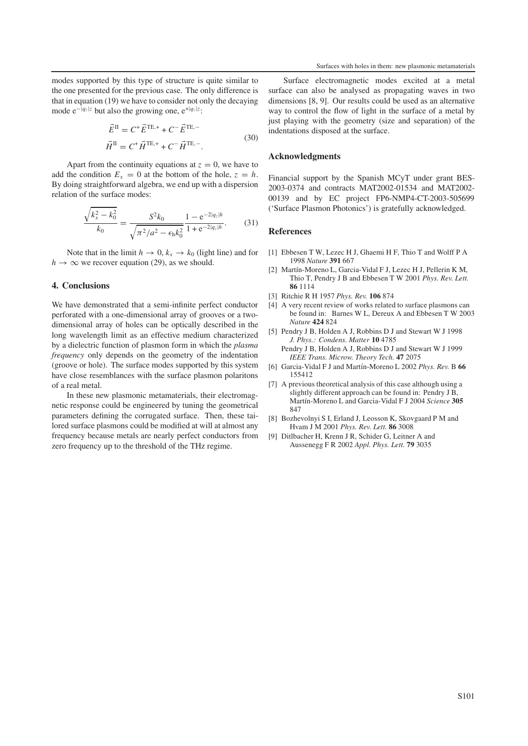modes supported by this type of structure is quite similar to the one presented for the previous case. The only difference is that in equation (19) we have to consider not only the decaying mode $e^{-|q_z|z}$ but also the growing one, $e^{+|q_z|z}$:

$$\vec{E}^{\mathrm{II}} = C^{+}\vec{E}^{\mathrm{TE},+} + C^{-}\vec{E}^{\mathrm{TE},-}$$
$$\vec{H}^{\mathrm{II}} = C^{+}\vec{H}^{\mathrm{TE},+} + C^{-}\vec{H}^{\mathrm{TE},-}. \tag{30}$$

Apart from the continuity equations at $z = 0$, we have to add the condition $E_x = 0$ at the bottom of the hole, $z = h$. By doing straightforward algebra, we end up with a dispersion relation of the surface modes:

$$\frac{\sqrt{k_x^2 - k_0^2}}{k_0} = \frac{S^2 k_0}{\sqrt{\pi^2/a^2 - \epsilon_h k_0^2}} \frac{1 - e^{-2|q_z|h}}{1 + e^{-2|q_z|h}}. \tag{31}$$

Note that in the limit $h \to 0$, $k_x \to k_0$ (light line) and for $h \to \infty$ we recover equation (29), as we should.

## 4. Conclusions

We have demonstrated that a semi-infinite perfect conductor perforated with a one-dimensional array of grooves or a two-dimensional array of holes can be optically described in the long wavelength limit as an effective medium characterized by a dielectric function of plasmon form in which the *plasma frequency* only depends on the geometry of the indentation (groove or hole). The surface modes supported by this system have close resemblances with the surface plasmon polaritons of a real metal.

In these new plasmonic metamaterials, their electromagnetic response could be engineered by tuning the geometrical parameters defining the corrugated surface. Then, these tailored surface plasmons could be modified at will at almost any frequency because metals are nearly perfect conductors from zero frequency up to the threshold of the THz regime.

Surface electromagnetic modes excited at a metal surface can also be analysed as propagating waves in two dimensions [8, 9]. Our results could be used as an alternative way to control the flow of light in the surface of a metal by just playing with the geometry (size and separation) of the indentations disposed at the surface.

## Acknowledgments

Financial support by the Spanish MCyT under grant BES-2003-0374 and contracts MAT2002-01534 and MAT2002-00139 and by EC project FP6-NMP4-CT-2003-505699 ('Surface Plasmon Photonics') is gratefully acknowledged.

## References

[1] Ebbesen T W, Lezec H J, Ghaemi H F, Thio T and Wolff P A 1998 *Nature* **391** 667

[2] Martín-Moreno L, Garcia-Vidal F J, Lezec H J, Pellerin K M, Thio T, Pendry J B and Ebbesen T W 2001 *Phys. Rev. Lett.* **86** 1114

[3] Ritchie R H 1957 *Phys. Rev.* **106** 874

[4] A very recent review of works related to surface plasmons can be found in: Barnes W L, Dereux A and Ebbesen T W 2003 *Nature* **424** 824

[5] Pendry J B, Holden A J, Robbins D J and Stewart W J 1998 *J. Phys.: Condens. Matter* **10** 4785
Pendry J B, Holden A J, Robbins D J and Stewart W J 1999 *IEEE Trans. Microw. Theory Tech.* **47** 2075

[6] Garcia-Vidal F J and Martín-Moreno L 2002 *Phys. Rev.* B **66** 155412

[7] A previous theoretical analysis of this case although using a slightly different approach can be found in: Pendry J B, Martín-Moreno L and Garcia-Vidal F J 2004 *Science* **305** 847

[8] Bozhevolnyi S I, Erland J, Leosson K, Skovgaard P M and Hvam J M 2001 *Phys. Rev. Lett.* **86** 3008

[9] Ditlbacher H, Krenn J R, Schider G, Leitner A and Aussenegg F R 2002 *Appl. Phys. Lett.* **79** 3035